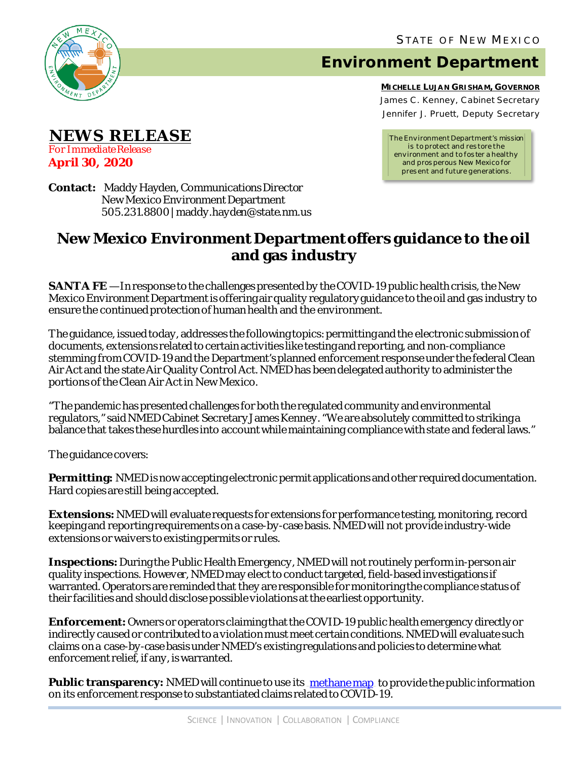STATE OF NEW MEXICO

# Environment Department

**MICHELLE LUJAN GRISHAM, GOVERNOR**
James C. Kenney, Cabinet Secretary
Jennifer J. Pruett, Deputy Secretary

The Environment Department's mission is to protect and restore the environment and to foster a healthy and prosperous New Mexico for present and future generations.

## NEWS RELEASE

For Immediate Release
**April 30, 2020**

**Contact:** Maddy Hayden, Communications Director
New Mexico Environment Department
505.231.8800 | maddy.hayden@state.nm.us

# New Mexico Environment Department offers guidance to the oil and gas industry

**SANTA FE** — In response to the challenges presented by the COVID-19 public health crisis, the New Mexico Environment Department is offering air quality regulatory guidance to the oil and gas industry to ensure the continued protection of human health and the environment.

The guidance, issued today, addresses the following topics: permitting and the electronic submission of documents, extensions related to certain activities like testing and reporting, and non-compliance stemming from COVID-19 and the Department's planned enforcement response under the federal Clean Air Act and the state Air Quality Control Act. NMED has been delegated authority to administer the portions of the Clean Air Act in New Mexico.

"The pandemic has presented challenges for both the regulated community and environmental regulators," said NMED Cabinet Secretary James Kenney. "We are absolutely committed to striking a balance that takes these hurdles into account while maintaining compliance with state and federal laws."

The guidance covers:

**Permitting:** NMED is now accepting electronic permit applications and other required documentation. Hard copies are still being accepted.

**Extensions:** NMED will evaluate requests for extensions for performance testing, monitoring, record keeping and reporting requirements on a case-by-case basis. NMED will not provide industry-wide extensions or waivers to existing permits or rules.

**Inspections:** During the Public Health Emergency, NMED will not routinely perform in-person air quality inspections. However, NMED may elect to conduct targeted, field-based investigations if warranted. Operators are reminded that they are responsible for monitoring the compliance status of their facilities and should disclose possible violations at the earliest opportunity.

**Enforcement:** Owners or operators claiming that the COVID-19 public health emergency directly or indirectly caused or contributed to a violation must meet certain conditions. NMED will evaluate such claims on a case-by-case basis under NMED's existing regulations and policies to determine what enforcement relief, if any, is warranted.

**Public transparency:** NMED will continue to use its methane map to provide the public information on its enforcement response to substantiated claims related to COVID-19.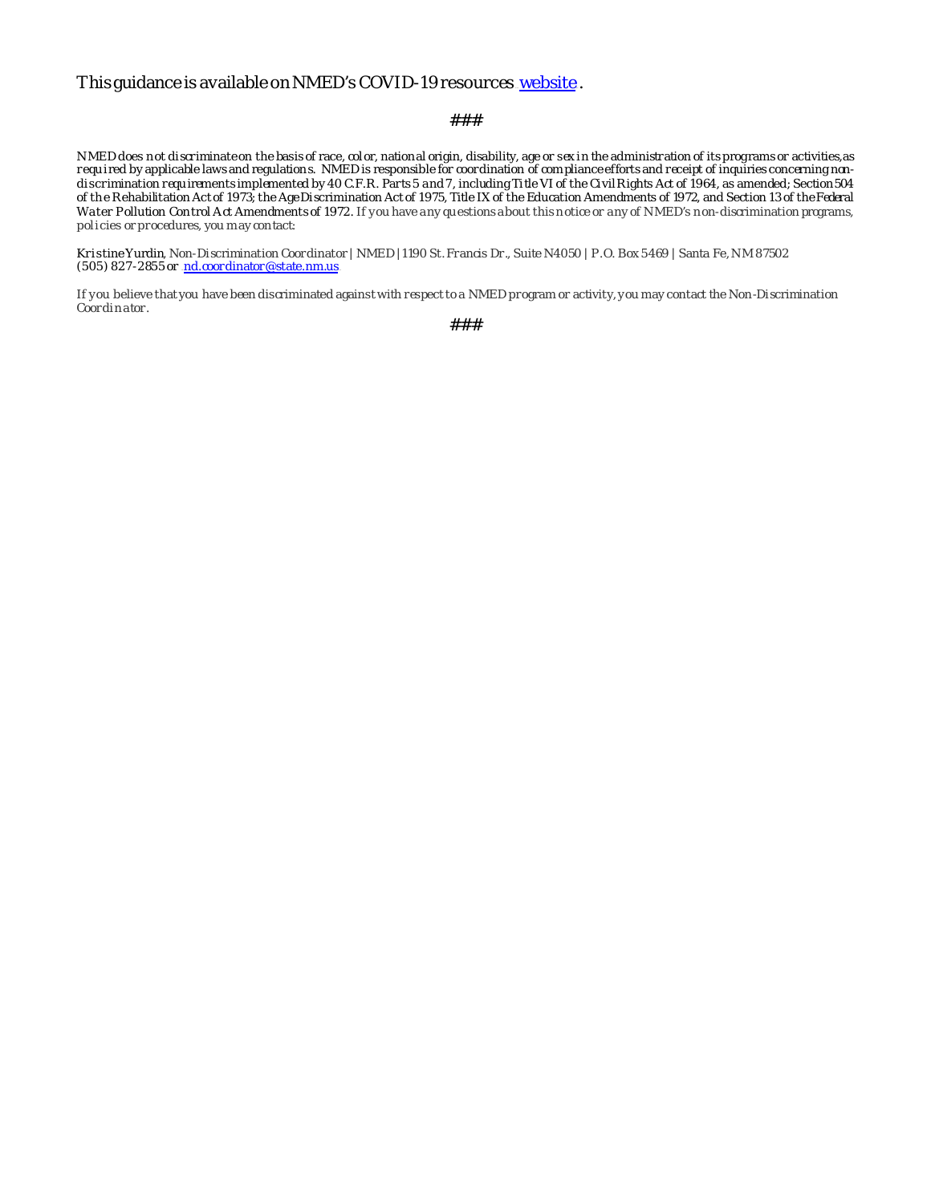This guidance is available on NMED's COVID-19 resources [website](website).

###

*NMED does not discriminate on the basis of race, color, national origin, disability, age or sex in the administration of its programs or activities, as required by applicable laws and regulations. NMED is responsible for coordination of compliance efforts and receipt of inquiries concerning non-discrimination requirements implemented by 40 C.F.R. Parts 5 and 7, including Title VI of the Civil Rights Act of 1964, as amended; Section 504 of the Rehabilitation Act of 1973; the Age Discrimination Act of 1975, Title IX of the Education Amendments of 1972, and Section 13 of the Federal Water Pollution Control Act Amendments of 1972. If you have any questions about this notice or any of NMED's non-discrimination programs, policies or procedures, you may contact:*

*Kristine Yurdin, Non-Discrimination Coordinator | NMED | 1190 St. Francis Dr., Suite N4050 | P.O. Box 5469 | Santa Fe, NM 87502*
*(505) 827-2855 or [nd.coordinator@state.nm.us](mailto:nd.coordinator@state.nm.us)*

*If you believe that you have been discriminated against with respect to a NMED program or activity, you may contact the Non-Discrimination Coordinator.*

###